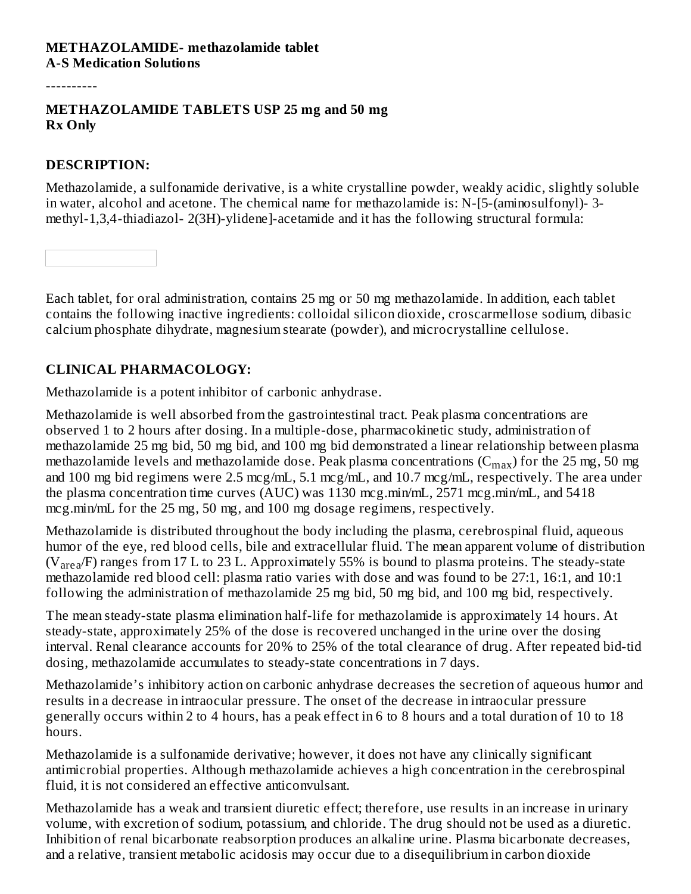**METHAZOLAMIDE- methazolamide tablet**
**A-S Medication Solutions**

----------

**METHAZOLAMIDE TABLETS USP 25 mg and 50 mg**
**Rx Only**

## DESCRIPTION:

Methazolamide, a sulfonamide derivative, is a white crystalline powder, weakly acidic, slightly soluble in water, alcohol and acetone. The chemical name for methazolamide is: N-[5-(aminosulfonyl)- 3-methyl-1,3,4-thiadiazol- 2(3H)-ylidene]-acetamide and it has the following structural formula:

Each tablet, for oral administration, contains 25 mg or 50 mg methazolamide. In addition, each tablet contains the following inactive ingredients: colloidal silicon dioxide, croscarmellose sodium, dibasic calcium phosphate dihydrate, magnesium stearate (powder), and microcrystalline cellulose.

## CLINICAL PHARMACOLOGY:

Methazolamide is a potent inhibitor of carbonic anhydrase.

Methazolamide is well absorbed from the gastrointestinal tract. Peak plasma concentrations are observed 1 to 2 hours after dosing. In a multiple-dose, pharmacokinetic study, administration of methazolamide 25 mg bid, 50 mg bid, and 100 mg bid demonstrated a linear relationship between plasma methazolamide levels and methazolamide dose. Peak plasma concentrations ($C_{max}$) for the 25 mg, 50 mg and 100 mg bid regimens were 2.5 mcg/mL, 5.1 mcg/mL, and 10.7 mcg/mL, respectively. The area under the plasma concentration time curves (AUC) was 1130 mcg.min/mL, 2571 mcg.min/mL, and 5418 mcg.min/mL for the 25 mg, 50 mg, and 100 mg dosage regimens, respectively.

Methazolamide is distributed throughout the body including the plasma, cerebrospinal fluid, aqueous humor of the eye, red blood cells, bile and extracellular fluid. The mean apparent volume of distribution ($V_{area}$/F) ranges from 17 L to 23 L. Approximately 55% is bound to plasma proteins. The steady-state methazolamide red blood cell: plasma ratio varies with dose and was found to be 27:1, 16:1, and 10:1 following the administration of methazolamide 25 mg bid, 50 mg bid, and 100 mg bid, respectively.

The mean steady-state plasma elimination half-life for methazolamide is approximately 14 hours. At steady-state, approximately 25% of the dose is recovered unchanged in the urine over the dosing interval. Renal clearance accounts for 20% to 25% of the total clearance of drug. After repeated bid-tid dosing, methazolamide accumulates to steady-state concentrations in 7 days.

Methazolamide's inhibitory action on carbonic anhydrase decreases the secretion of aqueous humor and results in a decrease in intraocular pressure. The onset of the decrease in intraocular pressure generally occurs within 2 to 4 hours, has a peak effect in 6 to 8 hours and a total duration of 10 to 18 hours.

Methazolamide is a sulfonamide derivative; however, it does not have any clinically significant antimicrobial properties. Although methazolamide achieves a high concentration in the cerebrospinal fluid, it is not considered an effective anticonvulsant.

Methazolamide has a weak and transient diuretic effect; therefore, use results in an increase in urinary volume, with excretion of sodium, potassium, and chloride. The drug should not be used as a diuretic. Inhibition of renal bicarbonate reabsorption produces an alkaline urine. Plasma bicarbonate decreases, and a relative, transient metabolic acidosis may occur due to a disequilibrium in carbon dioxide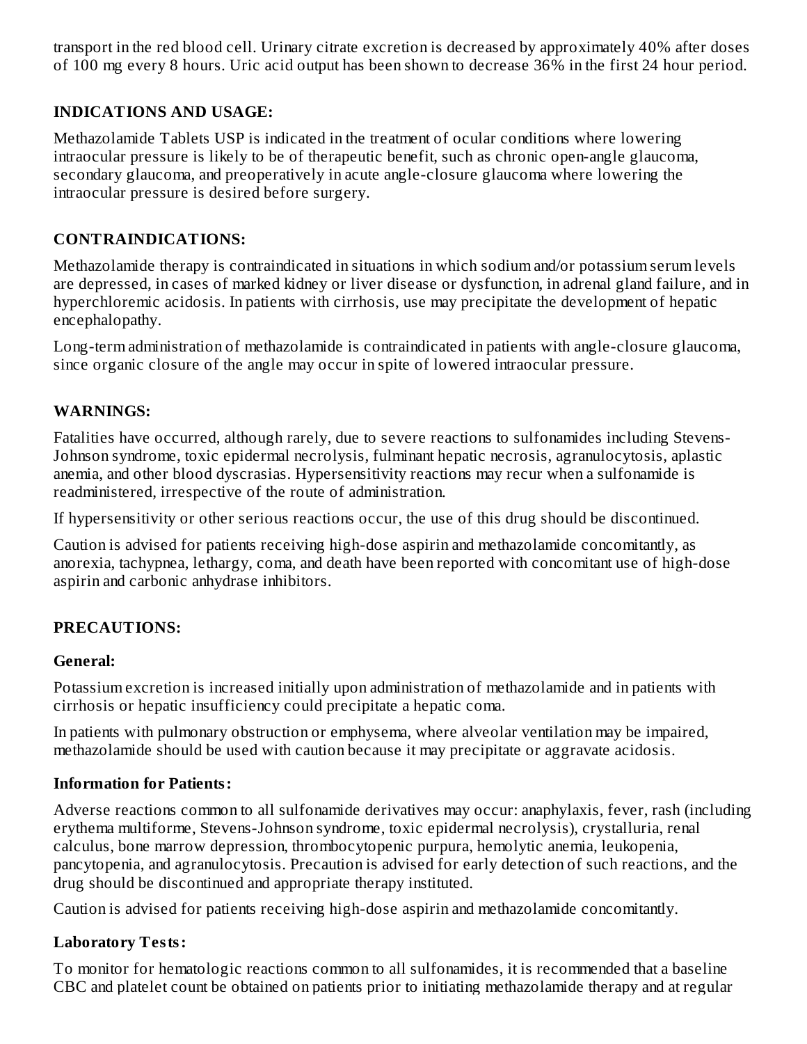transport in the red blood cell. Urinary citrate excretion is decreased by approximately 40% after doses of 100 mg every 8 hours. Uric acid output has been shown to decrease 36% in the first 24 hour period.

## INDICATIONS AND USAGE:

Methazolamide Tablets USP is indicated in the treatment of ocular conditions where lowering intraocular pressure is likely to be of therapeutic benefit, such as chronic open-angle glaucoma, secondary glaucoma, and preoperatively in acute angle-closure glaucoma where lowering the intraocular pressure is desired before surgery.

## CONTRAINDICATIONS:

Methazolamide therapy is contraindicated in situations in which sodium and/or potassium serum levels are depressed, in cases of marked kidney or liver disease or dysfunction, in adrenal gland failure, and in hyperchloremic acidosis. In patients with cirrhosis, use may precipitate the development of hepatic encephalopathy.

Long-term administration of methazolamide is contraindicated in patients with angle-closure glaucoma, since organic closure of the angle may occur in spite of lowered intraocular pressure.

## WARNINGS:

Fatalities have occurred, although rarely, due to severe reactions to sulfonamides including Stevens-Johnson syndrome, toxic epidermal necrolysis, fulminant hepatic necrosis, agranulocytosis, aplastic anemia, and other blood dyscrasias. Hypersensitivity reactions may recur when a sulfonamide is readministered, irrespective of the route of administration.

If hypersensitivity or other serious reactions occur, the use of this drug should be discontinued.

Caution is advised for patients receiving high-dose aspirin and methazolamide concomitantly, as anorexia, tachypnea, lethargy, coma, and death have been reported with concomitant use of high-dose aspirin and carbonic anhydrase inhibitors.

## PRECAUTIONS:

### General:

Potassium excretion is increased initially upon administration of methazolamide and in patients with cirrhosis or hepatic insufficiency could precipitate a hepatic coma.

In patients with pulmonary obstruction or emphysema, where alveolar ventilation may be impaired, methazolamide should be used with caution because it may precipitate or aggravate acidosis.

### Information for Patients:

Adverse reactions common to all sulfonamide derivatives may occur: anaphylaxis, fever, rash (including erythema multiforme, Stevens-Johnson syndrome, toxic epidermal necrolysis), crystalluria, renal calculus, bone marrow depression, thrombocytopenic purpura, hemolytic anemia, leukopenia, pancytopenia, and agranulocytosis. Precaution is advised for early detection of such reactions, and the drug should be discontinued and appropriate therapy instituted.

Caution is advised for patients receiving high-dose aspirin and methazolamide concomitantly.

### Laboratory Tests:

To monitor for hematologic reactions common to all sulfonamides, it is recommended that a baseline CBC and platelet count be obtained on patients prior to initiating methazolamide therapy and at regular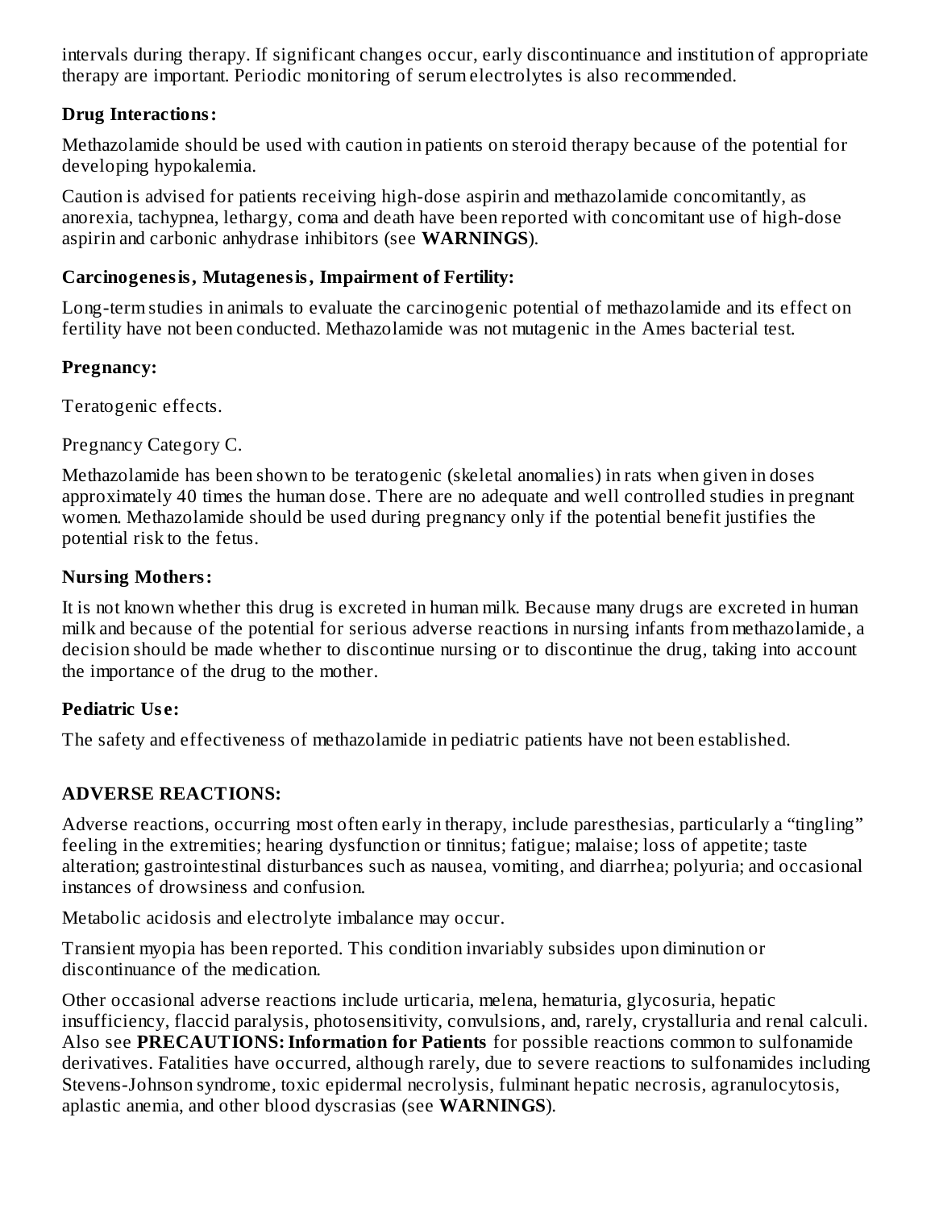intervals during therapy. If significant changes occur, early discontinuance and institution of appropriate therapy are important. Periodic monitoring of serum electrolytes is also recommended.

**Drug Interactions:**

Methazolamide should be used with caution in patients on steroid therapy because of the potential for developing hypokalemia.

Caution is advised for patients receiving high-dose aspirin and methazolamide concomitantly, as anorexia, tachypnea, lethargy, coma and death have been reported with concomitant use of high-dose aspirin and carbonic anhydrase inhibitors (see **WARNINGS**).

**Carcinogenesis, Mutagenesis, Impairment of Fertility:**

Long-term studies in animals to evaluate the carcinogenic potential of methazolamide and its effect on fertility have not been conducted. Methazolamide was not mutagenic in the Ames bacterial test.

**Pregnancy:**

Teratogenic effects.

Pregnancy Category C.

Methazolamide has been shown to be teratogenic (skeletal anomalies) in rats when given in doses approximately 40 times the human dose. There are no adequate and well controlled studies in pregnant women. Methazolamide should be used during pregnancy only if the potential benefit justifies the potential risk to the fetus.

**Nursing Mothers:**

It is not known whether this drug is excreted in human milk. Because many drugs are excreted in human milk and because of the potential for serious adverse reactions in nursing infants from methazolamide, a decision should be made whether to discontinue nursing or to discontinue the drug, taking into account the importance of the drug to the mother.

**Pediatric Use:**

The safety and effectiveness of methazolamide in pediatric patients have not been established.

## ADVERSE REACTIONS:

Adverse reactions, occurring most often early in therapy, include paresthesias, particularly a "tingling" feeling in the extremities; hearing dysfunction or tinnitus; fatigue; malaise; loss of appetite; taste alteration; gastrointestinal disturbances such as nausea, vomiting, and diarrhea; polyuria; and occasional instances of drowsiness and confusion.

Metabolic acidosis and electrolyte imbalance may occur.

Transient myopia has been reported. This condition invariably subsides upon diminution or discontinuance of the medication.

Other occasional adverse reactions include urticaria, melena, hematuria, glycosuria, hepatic insufficiency, flaccid paralysis, photosensitivity, convulsions, and, rarely, crystalluria and renal calculi. Also see **PRECAUTIONS: Information for Patients** for possible reactions common to sulfonamide derivatives. Fatalities have occurred, although rarely, due to severe reactions to sulfonamides including Stevens-Johnson syndrome, toxic epidermal necrolysis, fulminant hepatic necrosis, agranulocytosis, aplastic anemia, and other blood dyscrasias (see **WARNINGS**).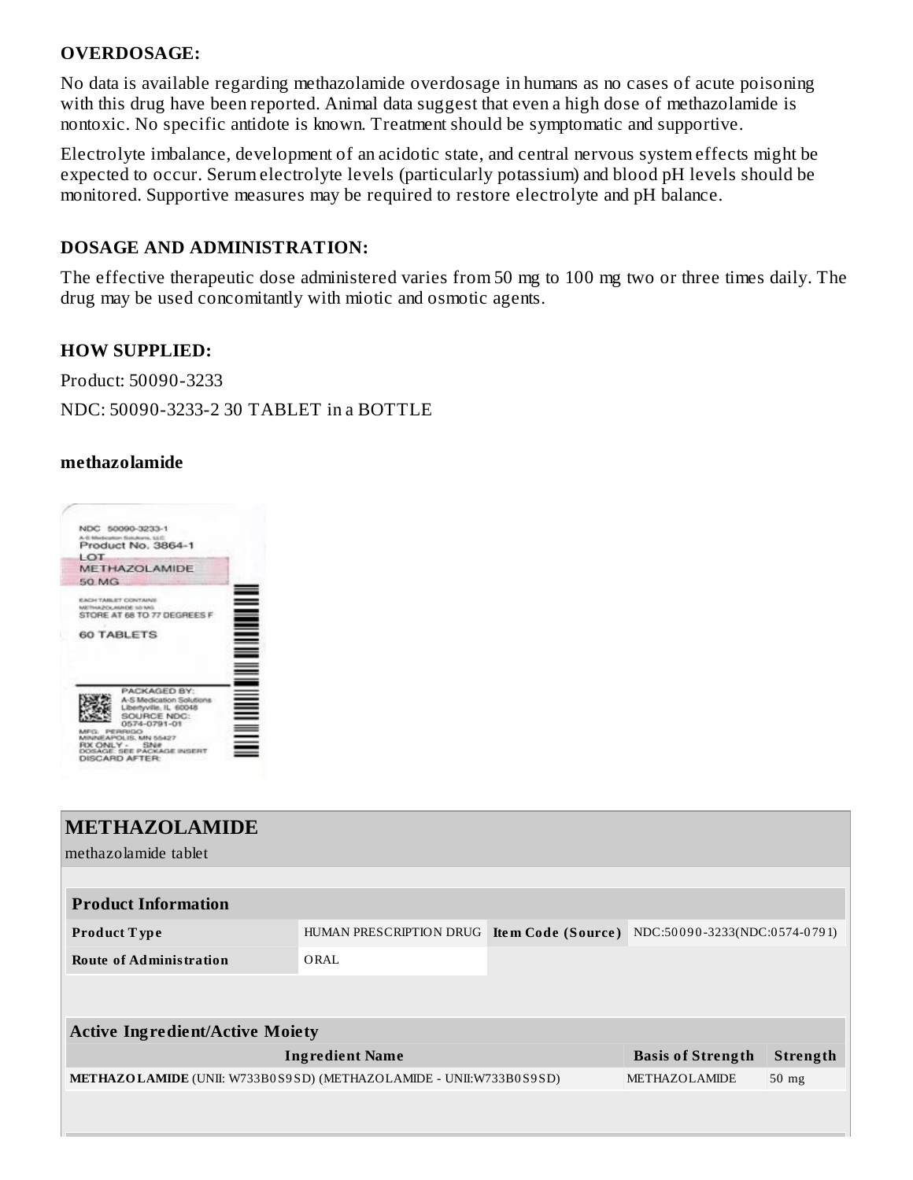## OVERDOSAGE:

No data is available regarding methazolamide overdosage in humans as no cases of acute poisoning with this drug have been reported. Animal data suggest that even a high dose of methazolamide is nontoxic. No specific antidote is known. Treatment should be symptomatic and supportive.

Electrolyte imbalance, development of an acidotic state, and central nervous system effects might be expected to occur. Serum electrolyte levels (particularly potassium) and blood pH levels should be monitored. Supportive measures may be required to restore electrolyte and pH balance.

## DOSAGE AND ADMINISTRATION:

The effective therapeutic dose administered varies from 50 mg to 100 mg two or three times daily. The drug may be used concomitantly with miotic and osmotic agents.

## HOW SUPPLIED:

Product: 50090-3233

NDC: 50090-3233-2 30 TABLET in a BOTTLE

**methazolamide**

NDC 50090-3233-1
A-S Medication Solutions, LLC
Product No. 3864-1
LOT
METHAZOLAMIDE
50 MG
EACH TABLET CONTAINS
METHAZOLAMIDE 50 MG
STORE AT 68 TO 77 DEGREES F
60 TABLETS
PACKAGED BY:
A-S Medication Solutions
Libertyville, IL 60048
SOURCE NDC:
0574-0791-01
MFG: PERRIGO
MINNEAPOLIS, MN 55427
RX ONLY - SN#
DOSAGE: SEE PACKAGE INSERT
DISCARD AFTER:

## METHAZOLAMIDE

methazolamide tablet

| Product Information | | | |
|---|---|---|---|
| **Product Type** | HUMAN PRESCRIPTION DRUG | **Item Code (Source)** | NDC:50090-3233(NDC:0574-0791) |
| **Route of Administration** | ORAL | | |

| Active Ingredient/Active Moiety | | |
|---|---|---|
| **Ingredient Name** | **Basis of Strength** | **Strength** |
| **METHAZOLAMIDE** (UNII: W733B0S9SD) (METHAZOLAMIDE - UNII:W733B0S9SD) | METHAZOLAMIDE | 50 mg |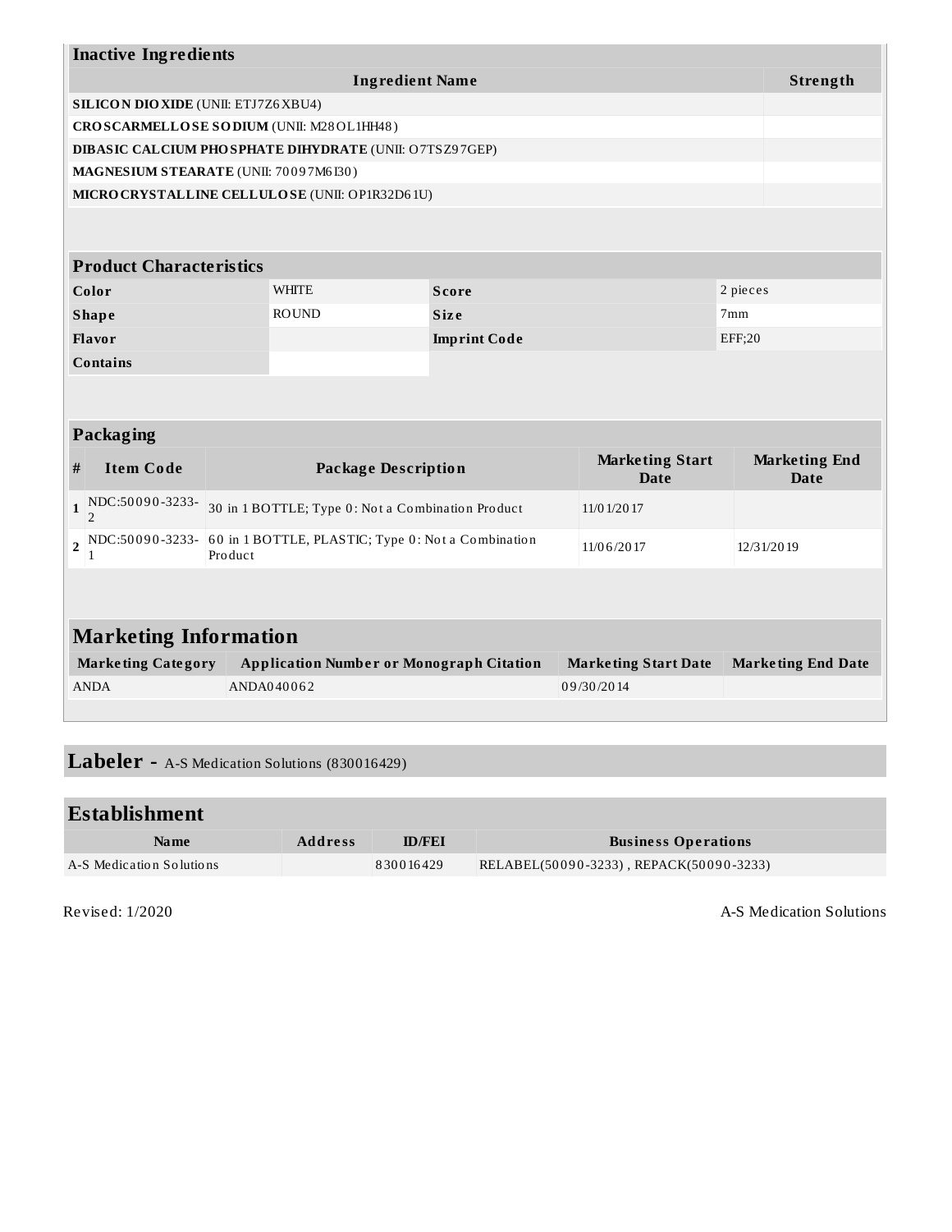| Inactive Ingredients | |
|---|---|
| **Ingredient Name** | **Strength** |
| **SILICON DIOXIDE** (UNII: ETJ7Z6XBU4) | |
| **CROSCARMELLOSE SODIUM** (UNII: M28OL1HH48) | |
| **DIBASIC CALCIUM PHOSPHATE DIHYDRATE** (UNII: O7TSZ97GEP) | |
| **MAGNESIUM STEARATE** (UNII: 70097M6I30) | |
| **MICROCRYSTALLINE CELLULOSE** (UNII: OP1R32D61U) | |

| Product Characteristics | | | |
|---|---|---|---|
| **Color** | WHITE | **Score** | 2 pieces |
| **Shape** | ROUND | **Size** | 7mm |
| **Flavor** | | **Imprint Code** | EFF;20 |
| **Contains** | | | |

| Packaging | | | | |
|---|---|---|---|---|
| **#** | **Item Code** | **Package Description** | **Marketing Start Date** | **Marketing End Date** |
| 1 | NDC:50090-3233-2 | 30 in 1 BOTTLE; Type 0: Not a Combination Product | 11/01/2017 | |
| 2 | NDC:50090-3233-1 | 60 in 1 BOTTLE, PLASTIC; Type 0: Not a Combination Product | 11/06/2017 | 12/31/2019 |

| Marketing Information | | | |
|---|---|---|---|
| **Marketing Category** | **Application Number or Monograph Citation** | **Marketing Start Date** | **Marketing End Date** |
| ANDA | ANDA040062 | 09/30/2014 | |

## Labeler - A-S Medication Solutions (830016429)

| Establishment | | | |
|---|---|---|---|
| **Name** | **Address** | **ID/FEI** | **Business Operations** |
| A-S Medication Solutions | | 830016429 | RELABEL(50090-3233) , REPACK(50090-3233) |

Revised: 1/2020

A-S Medication Solutions